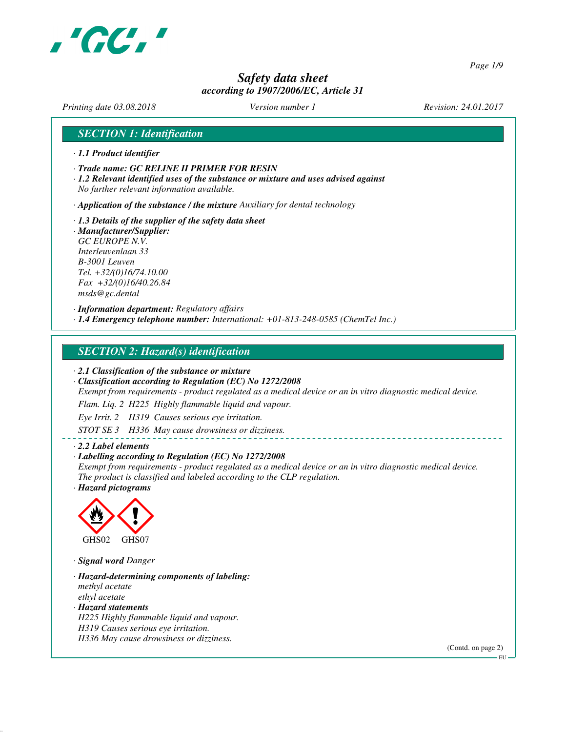# Safety data sheet
*according to 1907/2006/EC, Article 31*

*Printing date 03.08.2018* *Version number 1* *Revision: 24.01.2017*

## SECTION 1: Identification

· **1.1 Product identifier**

· **Trade name: GC RELINE II PRIMER FOR RESIN**

· **1.2 Relevant identified uses of the substance or mixture and uses advised against**
No further relevant information available.

· **Application of the substance / the mixture** Auxiliary for dental technology

· **1.3 Details of the supplier of the safety data sheet**

· **Manufacturer/Supplier:**
GC EUROPE N.V.
Interleuvenlaan 33
B-3001 Leuven
Tel. +32/(0)16/74.10.00
Fax +32/(0)16/40.26.84
msds@gc.dental

· **Information department:** Regulatory affairs

· **1.4 Emergency telephone number:** International: +01-813-248-0585 (ChemTel Inc.)

## SECTION 2: Hazard(s) identification

· **2.1 Classification of the substance or mixture**

· **Classification according to Regulation (EC) No 1272/2008**
Exempt from requirements - product regulated as a medical device or an in vitro diagnostic medical device.

Flam. Liq. 2 H225 Highly flammable liquid and vapour.

Eye Irrit. 2 H319 Causes serious eye irritation.

STOT SE 3 H336 May cause drowsiness or dizziness.

· **2.2 Label elements**

· **Labelling according to Regulation (EC) No 1272/2008**
Exempt from requirements - product regulated as a medical device or an in vitro diagnostic medical device.
The product is classified and labeled according to the CLP regulation.

· **Hazard pictograms**

GHS02 GHS07

· **Signal word** Danger

· **Hazard-determining components of labeling:**
methyl acetate
ethyl acetate

· **Hazard statements**
H225 Highly flammable liquid and vapour.
H319 Causes serious eye irritation.
H336 May cause drowsiness or dizziness.

(Contd. on page 2)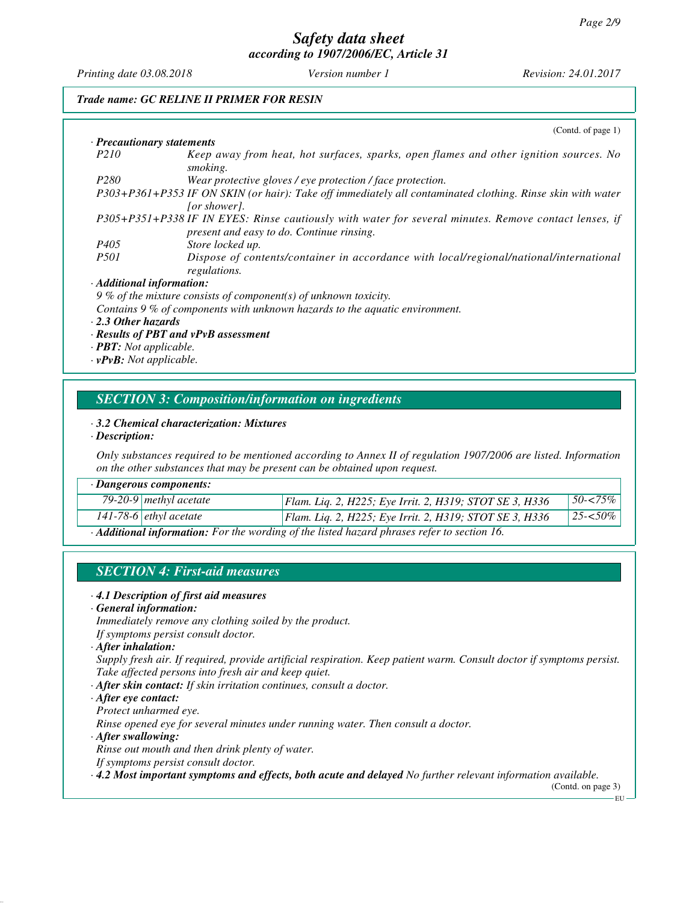(Contd. of page 1)

· **Precautionary statements**

| | |
|---|---|
| *P210* | *Keep away from heat, hot surfaces, sparks, open flames and other ignition sources. No smoking.* |
| *P280* | *Wear protective gloves / eye protection / face protection.* |
| *P303+P361+P353* | *IF ON SKIN (or hair): Take off immediately all contaminated clothing. Rinse skin with water [or shower].* |
| *P305+P351+P338* | *IF IN EYES: Rinse cautiously with water for several minutes. Remove contact lenses, if present and easy to do. Continue rinsing.* |
| *P405* | *Store locked up.* |
| *P501* | *Dispose of contents/container in accordance with local/regional/national/international regulations.* |

· **Additional information:**

*9 % of the mixture consists of component(s) of unknown toxicity.*

*Contains 9 % of components with unknown hazards to the aquatic environment.*

· **2.3 Other hazards**

· **Results of PBT and vPvB assessment**

· **PBT:** *Not applicable.*

· **vPvB:** *Not applicable.*

## SECTION 3: Composition/information on ingredients

· **3.2 Chemical characterization: Mixtures**

· **Description:**

*Only substances required to be mentioned according to Annex II of regulation 1907/2006 are listed. Information on the other substances that may be present can be obtained upon request.*

· **Dangerous components:**

| | | | |
|---|---|---|---|
| *79-20-9* | *methyl acetate* | *Flam. Liq. 2, H225; Eye Irrit. 2, H319; STOT SE 3, H336* | *50-<75%* |
| *141-78-6* | *ethyl acetate* | *Flam. Liq. 2, H225; Eye Irrit. 2, H319; STOT SE 3, H336* | *25-<50%* |

· **Additional information:** *For the wording of the listed hazard phrases refer to section 16.*

## SECTION 4: First-aid measures

· **4.1 Description of first aid measures**

· **General information:**

*Immediately remove any clothing soiled by the product.*

*If symptoms persist consult doctor.*

· **After inhalation:**

*Supply fresh air. If required, provide artificial respiration. Keep patient warm. Consult doctor if symptoms persist.*

*Take affected persons into fresh air and keep quiet.*

· **After skin contact:** *If skin irritation continues, consult a doctor.*

· **After eye contact:**

*Protect unharmed eye.*

*Rinse opened eye for several minutes under running water. Then consult a doctor.*

· **After swallowing:**

*Rinse out mouth and then drink plenty of water.*

*If symptoms persist consult doctor.*

· **4.2 Most important symptoms and effects, both acute and delayed** *No further relevant information available.*

(Contd. on page 3)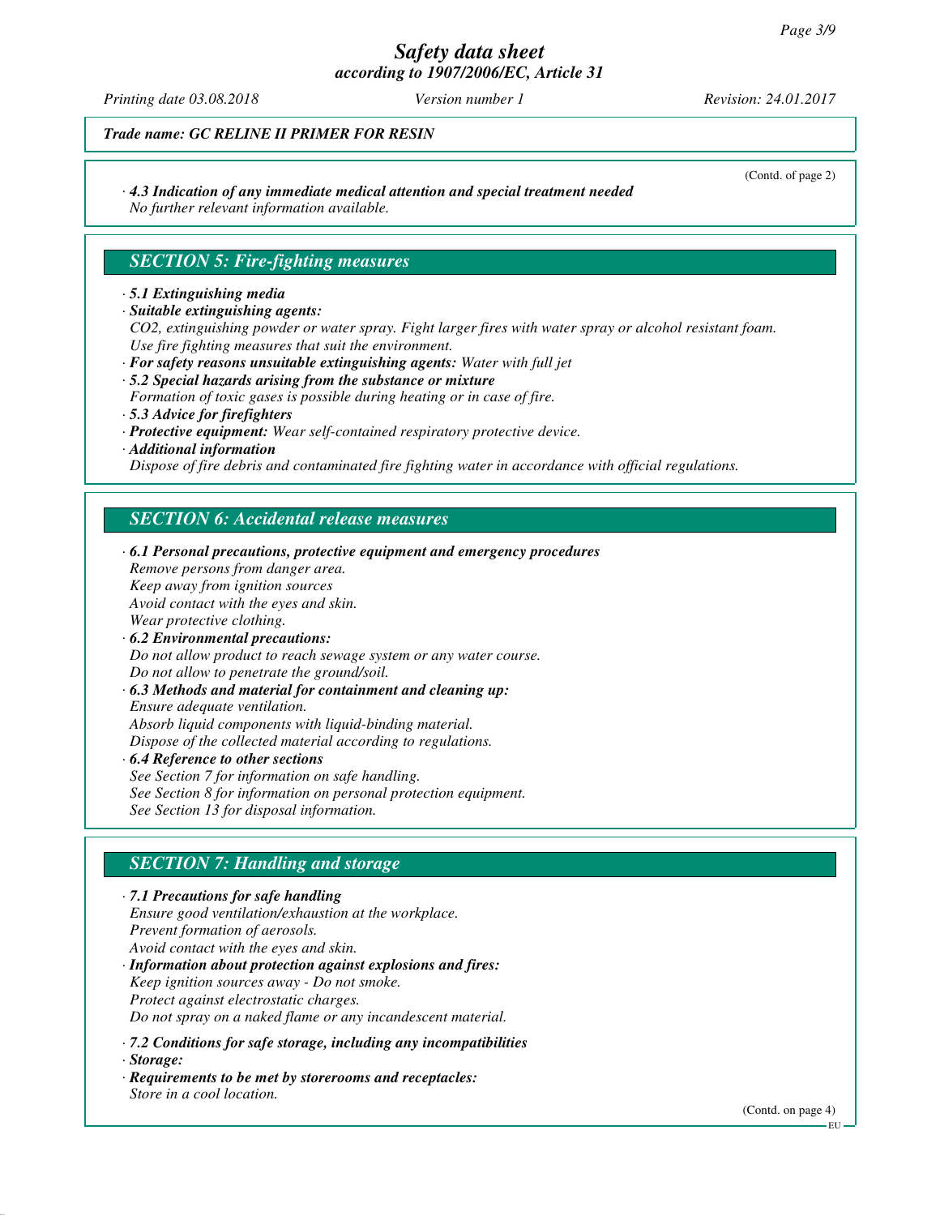*Trade name: GC RELINE II PRIMER FOR RESIN*

(Contd. of page 2)

· ***4.3 Indication of any immediate medical attention and special treatment needed***
*No further relevant information available.*

## SECTION 5: Fire-fighting measures

· ***5.1 Extinguishing media***
· ***Suitable extinguishing agents:***
*CO2, extinguishing powder or water spray. Fight larger fires with water spray or alcohol resistant foam.*
*Use fire fighting measures that suit the environment.*
· ***For safety reasons unsuitable extinguishing agents:*** *Water with full jet*
· ***5.2 Special hazards arising from the substance or mixture***
*Formation of toxic gases is possible during heating or in case of fire.*
· ***5.3 Advice for firefighters***
· ***Protective equipment:*** *Wear self-contained respiratory protective device.*
· ***Additional information***
*Dispose of fire debris and contaminated fire fighting water in accordance with official regulations.*

## SECTION 6: Accidental release measures

· ***6.1 Personal precautions, protective equipment and emergency procedures***
*Remove persons from danger area.*
*Keep away from ignition sources*
*Avoid contact with the eyes and skin.*
*Wear protective clothing.*
· ***6.2 Environmental precautions:***
*Do not allow product to reach sewage system or any water course.*
*Do not allow to penetrate the ground/soil.*
· ***6.3 Methods and material for containment and cleaning up:***
*Ensure adequate ventilation.*
*Absorb liquid components with liquid-binding material.*
*Dispose of the collected material according to regulations.*
· ***6.4 Reference to other sections***
*See Section 7 for information on safe handling.*
*See Section 8 for information on personal protection equipment.*
*See Section 13 for disposal information.*

## SECTION 7: Handling and storage

· ***7.1 Precautions for safe handling***
*Ensure good ventilation/exhaustion at the workplace.*
*Prevent formation of aerosols.*
*Avoid contact with the eyes and skin.*
· ***Information about protection against explosions and fires:***
*Keep ignition sources away - Do not smoke.*
*Protect against electrostatic charges.*
*Do not spray on a naked flame or any incandescent material.*

· ***7.2 Conditions for safe storage, including any incompatibilities***
· ***Storage:***
· ***Requirements to be met by storerooms and receptacles:***
*Store in a cool location.*

(Contd. on page 4)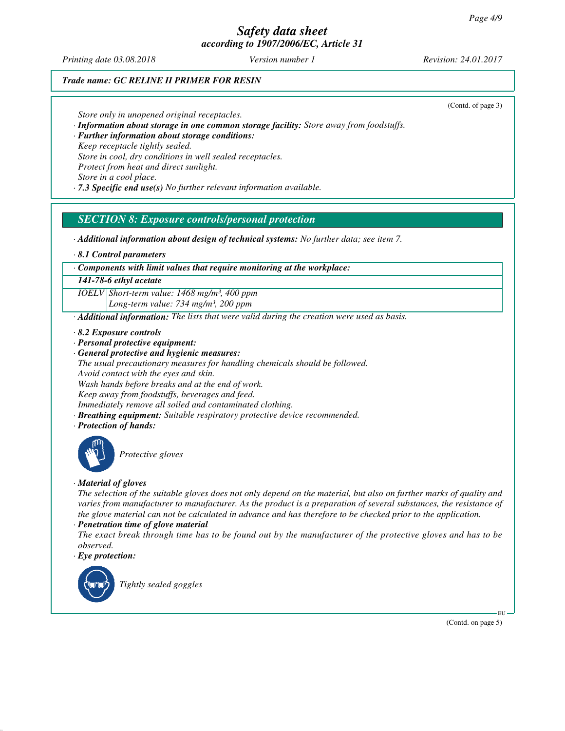*Trade name: GC RELINE II PRIMER FOR RESIN*

(Contd. of page 3)

Store only in unopened original receptacles.

· **Information about storage in one common storage facility:** Store away from foodstuffs.

· **Further information about storage conditions:**

Keep receptacle tightly sealed.
Store in cool, dry conditions in well sealed receptacles.
Protect from heat and direct sunlight.
Store in a cool place.

· **7.3 Specific end use(s)** No further relevant information available.

## SECTION 8: Exposure controls/personal protection

· **Additional information about design of technical systems:** No further data; see item 7.

· **8.1 Control parameters**

| · **Components with limit values that require monitoring at the workplace:** | |
|---|---|
| **141-78-6 ethyl acetate** | |
| IOELV | Short-term value: 1468 mg/m³, 400 ppm<br>Long-term value: 734 mg/m³, 200 ppm |

· **Additional information:** The lists that were valid during the creation were used as basis.

· **8.2 Exposure controls**

· **Personal protective equipment:**

· **General protective and hygienic measures:**

The usual precautionary measures for handling chemicals should be followed.
Avoid contact with the eyes and skin.
Wash hands before breaks and at the end of work.
Keep away from foodstuffs, beverages and feed.
Immediately remove all soiled and contaminated clothing.

· **Breathing equipment:** Suitable respiratory protective device recommended.

· **Protection of hands:**

Protective gloves

· **Material of gloves**

The selection of the suitable gloves does not only depend on the material, but also on further marks of quality and varies from manufacturer to manufacturer. As the product is a preparation of several substances, the resistance of the glove material can not be calculated in advance and has therefore to be checked prior to the application.

· **Penetration time of glove material**

The exact break through time has to be found out by the manufacturer of the protective gloves and has to be observed.

· **Eye protection:**

Tightly sealed goggles

(Contd. on page 5)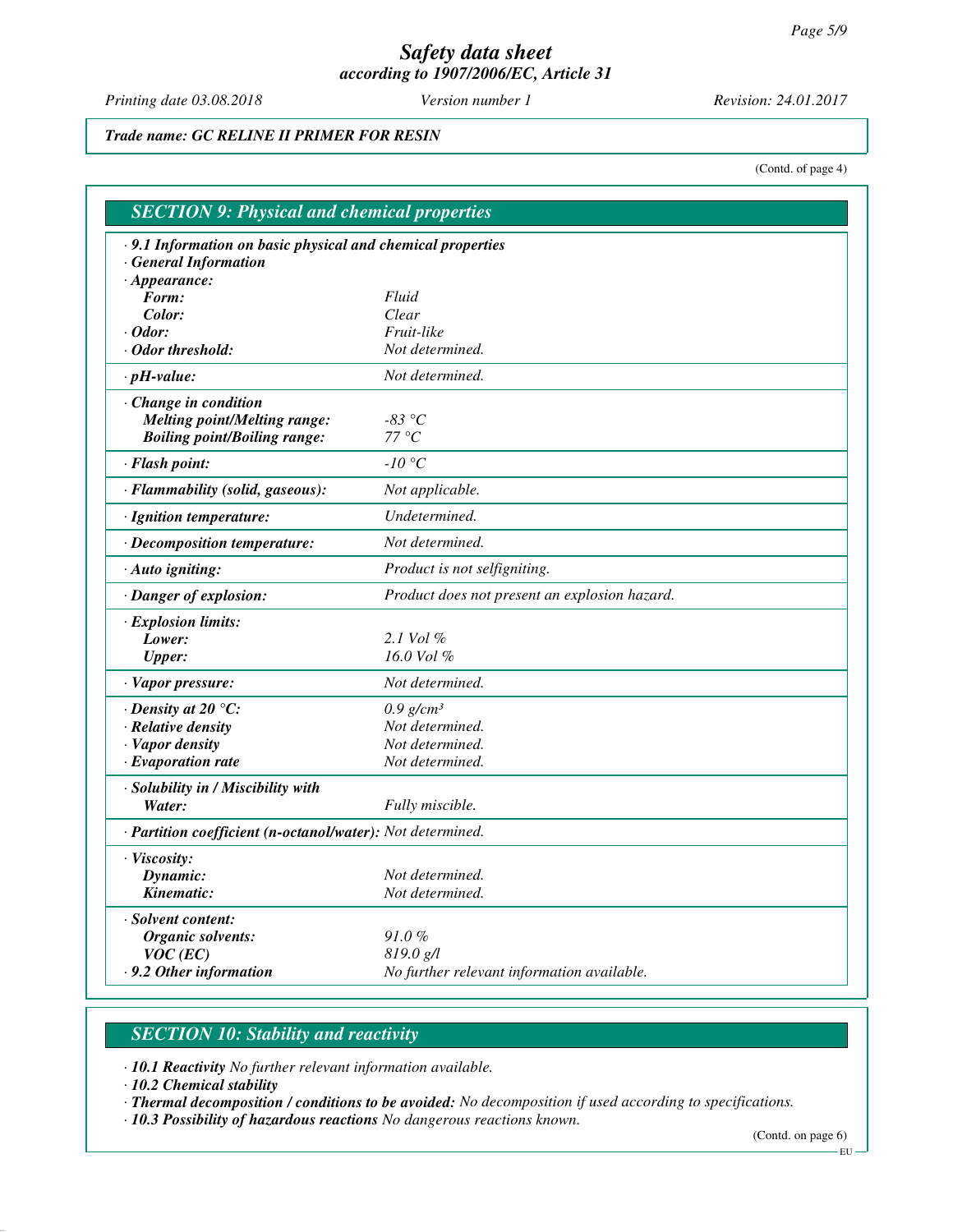*Trade name: GC RELINE II PRIMER FOR RESIN*

(Contd. of page 4)

## SECTION 9: Physical and chemical properties

- **9.1 Information on basic physical and chemical properties**
- **General Information**

| | |
|---|---|
| **· Appearance:** | |
| **Form:** | Fluid |
| **Color:** | Clear |
| **· Odor:** | Fruit-like |
| **· Odor threshold:** | Not determined. |
| **· pH-value:** | Not determined. |
| **· Change in condition** | |
| **Melting point/Melting range:** | -83 °C |
| **Boiling point/Boiling range:** | 77 °C |
| **· Flash point:** | -10 °C |
| **· Flammability (solid, gaseous):** | Not applicable. |
| **· Ignition temperature:** | Undetermined. |
| **· Decomposition temperature:** | Not determined. |
| **· Auto igniting:** | Product is not selfigniting. |
| **· Danger of explosion:** | Product does not present an explosion hazard. |
| **· Explosion limits:** | |
| **Lower:** | 2.1 Vol % |
| **Upper:** | 16.0 Vol % |
| **· Vapor pressure:** | Not determined. |
| **· Density at 20 °C:** | 0.9 g/cm³ |
| **· Relative density** | Not determined. |
| **· Vapor density** | Not determined. |
| **· Evaporation rate** | Not determined. |
| **· Solubility in / Miscibility with** | |
| **Water:** | Fully miscible. |
| **· Partition coefficient (n-octanol/water):** | Not determined. |
| **· Viscosity:** | |
| **Dynamic:** | Not determined. |
| **Kinematic:** | Not determined. |
| **· Solvent content:** | |
| **Organic solvents:** | 91.0 % |
| **VOC (EC)** | 819.0 g/l |
| **· 9.2 Other information** | No further relevant information available. |

## SECTION 10: Stability and reactivity

- **10.1 Reactivity** No further relevant information available.
- **10.2 Chemical stability**
- **Thermal decomposition / conditions to be avoided:** No decomposition if used according to specifications.
- **10.3 Possibility of hazardous reactions** No dangerous reactions known.

(Contd. on page 6)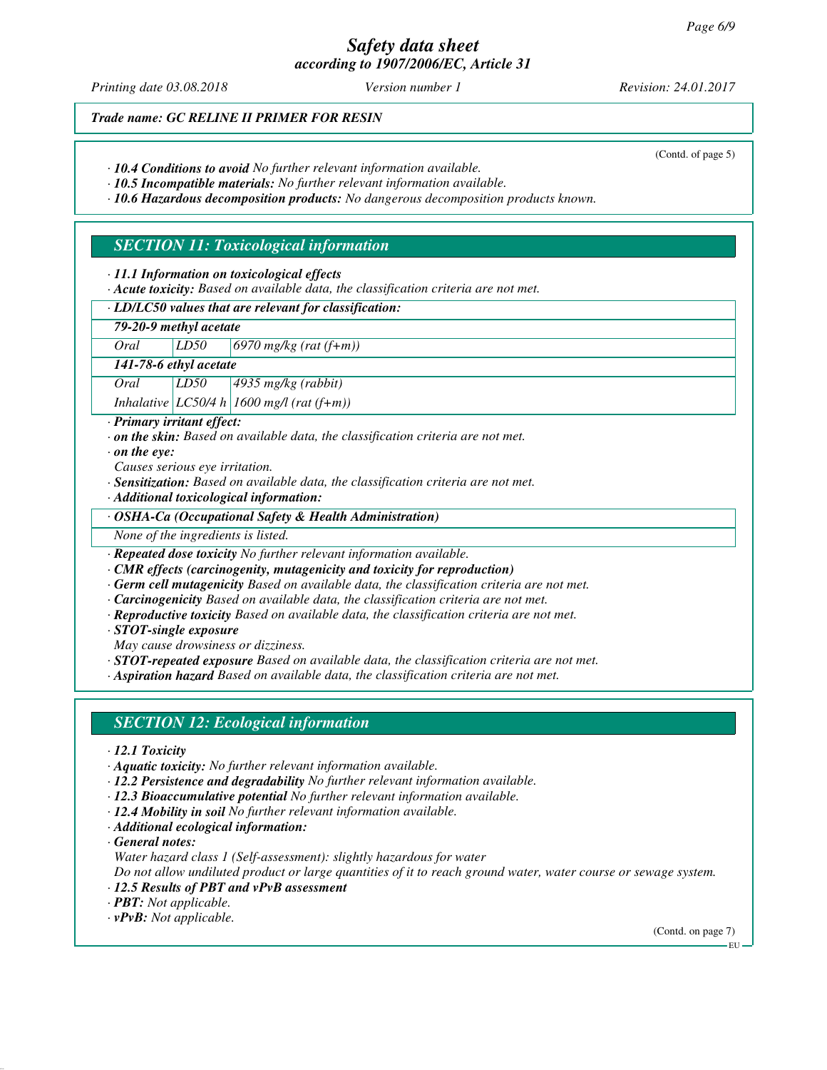*Trade name: GC RELINE II PRIMER FOR RESIN*

(Contd. of page 5)

· ***10.4 Conditions to avoid*** *No further relevant information available.*
· ***10.5 Incompatible materials:*** *No further relevant information available.*
· ***10.6 Hazardous decomposition products:*** *No dangerous decomposition products known.*

## *SECTION 11: Toxicological information*

· ***11.1 Information on toxicological effects***
· ***Acute toxicity:*** *Based on available data, the classification criteria are not met.*

| · ***LD/LC50 values that are relevant for classification:*** | | |
|---|---|---|
| ***79-20-9 methyl acetate*** | | |
| *Oral* | *LD50* | *6970 mg/kg (rat (f+m))* |
| ***141-78-6 ethyl acetate*** | | |
| *Oral* | *LD50* | *4935 mg/kg (rabbit)* |
| *Inhalative* | *LC50/4 h* | *1600 mg/l (rat (f+m))* |

· ***Primary irritant effect:***
· ***on the skin:*** *Based on available data, the classification criteria are not met.*
· ***on the eye:***
*Causes serious eye irritation.*
· ***Sensitization:*** *Based on available data, the classification criteria are not met.*
· ***Additional toxicological information:***

| · ***OSHA-Ca (Occupational Safety & Health Administration)*** |
|---|
| *None of the ingredients is listed.* |

· ***Repeated dose toxicity*** *No further relevant information available.*
· ***CMR effects (carcinogenity, mutagenicity and toxicity for reproduction)***
· ***Germ cell mutagenicity*** *Based on available data, the classification criteria are not met.*
· ***Carcinogenicity*** *Based on available data, the classification criteria are not met.*
· ***Reproductive toxicity*** *Based on available data, the classification criteria are not met.*
· ***STOT-single exposure***
*May cause drowsiness or dizziness.*
· ***STOT-repeated exposure*** *Based on available data, the classification criteria are not met.*
· ***Aspiration hazard*** *Based on available data, the classification criteria are not met.*

## *SECTION 12: Ecological information*

· ***12.1 Toxicity***
· ***Aquatic toxicity:*** *No further relevant information available.*
· ***12.2 Persistence and degradability*** *No further relevant information available.*
· ***12.3 Bioaccumulative potential*** *No further relevant information available.*
· ***12.4 Mobility in soil*** *No further relevant information available.*
· ***Additional ecological information:***
· ***General notes:***
*Water hazard class 1 (Self-assessment): slightly hazardous for water*
*Do not allow undiluted product or large quantities of it to reach ground water, water course or sewage system.*
· ***12.5 Results of PBT and vPvB assessment***
· ***PBT:*** *Not applicable.*
· ***vPvB:*** *Not applicable.*

(Contd. on page 7)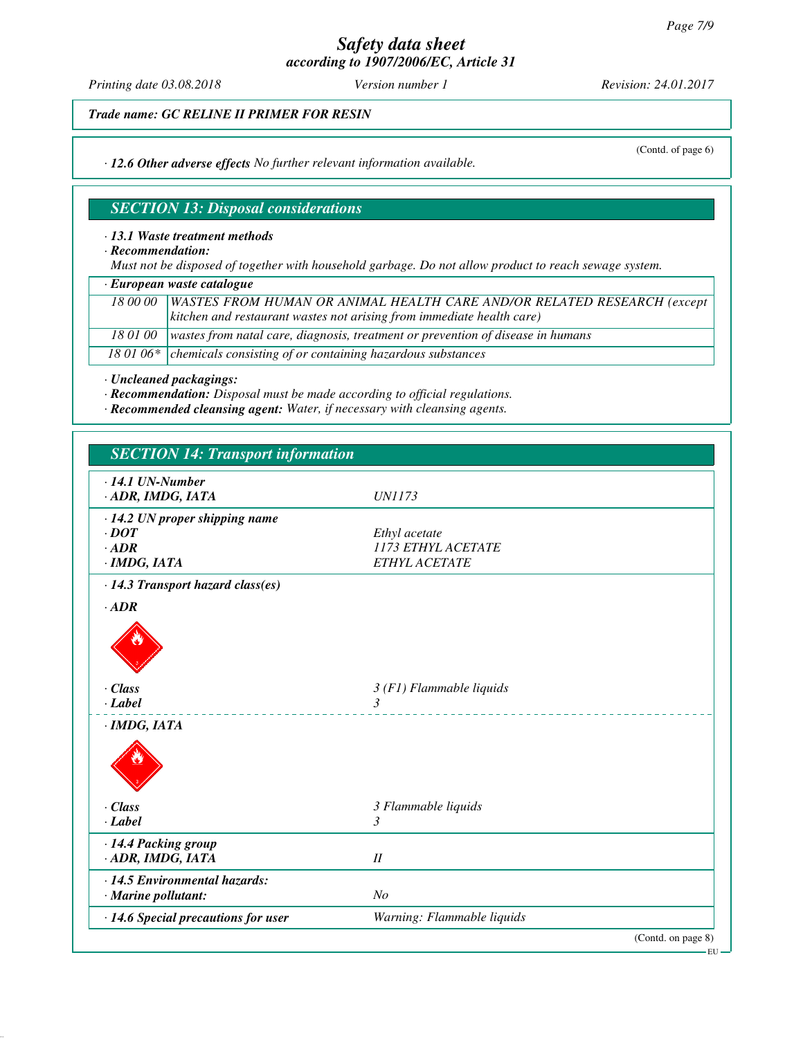Trade name: GC RELINE II PRIMER FOR RESIN

(Contd. of page 6)

· **12.6 Other adverse effects** No further relevant information available.

## SECTION 13: Disposal considerations

· **13.1 Waste treatment methods**

· **Recommendation:**

Must not be disposed of together with household garbage. Do not allow product to reach sewage system.

· **European waste catalogue**

| | |
|---|---|
| 18 00 00 | WASTES FROM HUMAN OR ANIMAL HEALTH CARE AND/OR RELATED RESEARCH (except kitchen and restaurant wastes not arising from immediate health care) |
| 18 01 00 | wastes from natal care, diagnosis, treatment or prevention of disease in humans |
| 18 01 06* | chemicals consisting of or containing hazardous substances |

· **Uncleaned packagings:**

· **Recommendation:** Disposal must be made according to official regulations.

· **Recommended cleansing agent:** Water, if necessary with cleansing agents.

## SECTION 14: Transport information

· **14.1 UN-Number**

· **ADR, IMDG, IATA** UN1173

· **14.2 UN proper shipping name**

· **DOT** Ethyl acetate

· **ADR** 1173 ETHYL ACETATE

· **IMDG, IATA** ETHYL ACETATE

· **14.3 Transport hazard class(es)**

· **ADR**

· **Class** 3 (F1) Flammable liquids

· **Label** 3

· **IMDG, IATA**

· **Class** 3 Flammable liquids

· **Label** 3

· **14.4 Packing group**

· **ADR, IMDG, IATA** II

· **14.5 Environmental hazards:**

· **Marine pollutant:** No

· **14.6 Special precautions for user** Warning: Flammable liquids

(Contd. on page 8)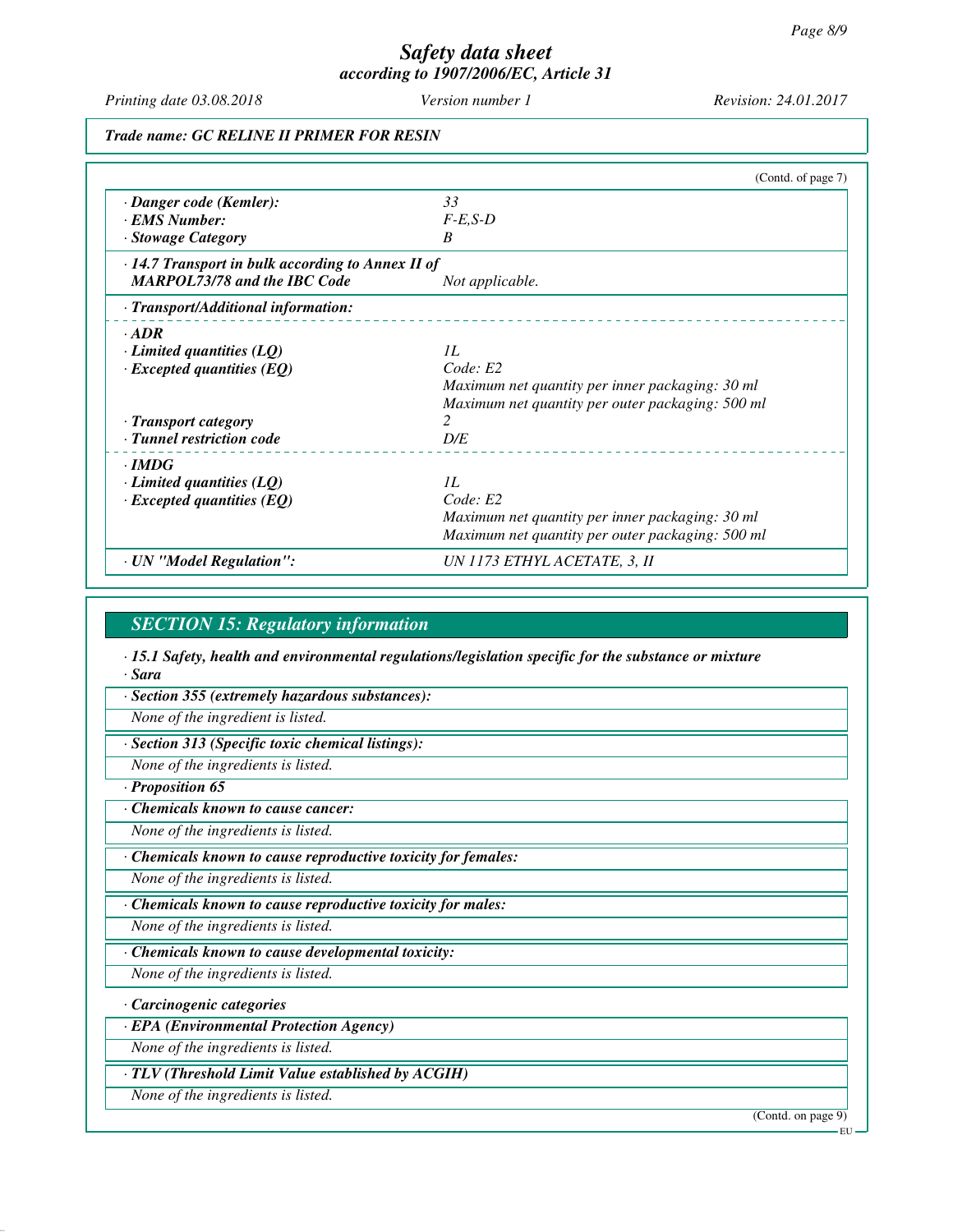**Safety data sheet**
*according to 1907/2006/EC, Article 31*

Printing date 03.08.2018 | Version number 1 | Revision: 24.01.2017

**Trade name: GC RELINE II PRIMER FOR RESIN**

(Contd. of page 7)

| | |
|---|---|
| · **Danger code (Kemler):** | 33 |
| · **EMS Number:** | F-E,S-D |
| · **Stowage Category** | B |
| · **14.7 Transport in bulk according to Annex II of MARPOL73/78 and the IBC Code** | Not applicable. |
| · **Transport/Additional information:** | |
| · **ADR** | |
| · **Limited quantities (LQ)** | 1L |
| · **Excepted quantities (EQ)** | Code: E2<br>Maximum net quantity per inner packaging: 30 ml<br>Maximum net quantity per outer packaging: 500 ml |
| · **Transport category** | 2 |
| · **Tunnel restriction code** | D/E |
| · **IMDG** | |
| · **Limited quantities (LQ)** | 1L |
| · **Excepted quantities (EQ)** | Code: E2<br>Maximum net quantity per inner packaging: 30 ml<br>Maximum net quantity per outer packaging: 500 ml |
| · **UN "Model Regulation":** | UN 1173 ETHYL ACETATE, 3, II |

## SECTION 15: Regulatory information

· **15.1 Safety, health and environmental regulations/legislation specific for the substance or mixture**

· **Sara**

· **Section 355 (extremely hazardous substances):**

None of the ingredient is listed.

· **Section 313 (Specific toxic chemical listings):**

None of the ingredients is listed.

· **Proposition 65**

· **Chemicals known to cause cancer:**

None of the ingredients is listed.

· **Chemicals known to cause reproductive toxicity for females:**

None of the ingredients is listed.

· **Chemicals known to cause reproductive toxicity for males:**

None of the ingredients is listed.

· **Chemicals known to cause developmental toxicity:**

None of the ingredients is listed.

· **Carcinogenic categories**

· **EPA (Environmental Protection Agency)**

None of the ingredients is listed.

· **TLV (Threshold Limit Value established by ACGIH)**

None of the ingredients is listed.

(Contd. on page 9)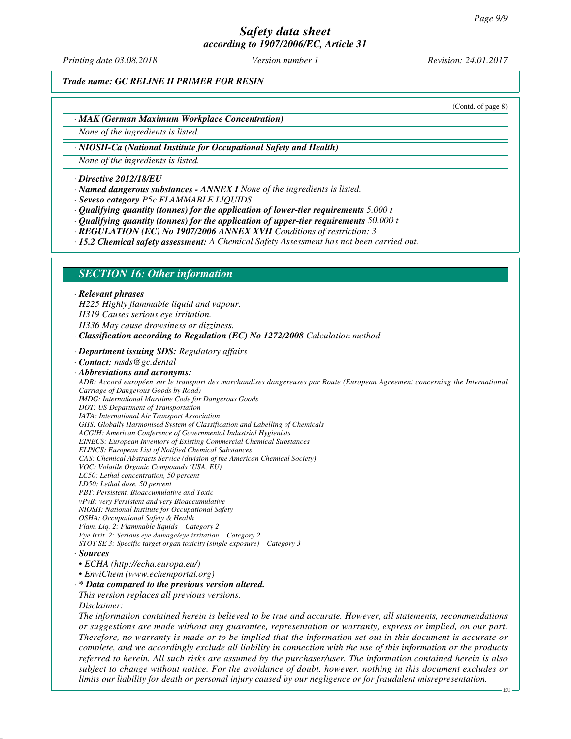(Contd. of page 8)

· **MAK (German Maximum Workplace Concentration)**

None of the ingredients is listed.

· **NIOSH-Ca (National Institute for Occupational Safety and Health)**

None of the ingredients is listed.

· **Directive 2012/18/EU**
· **Named dangerous substances - ANNEX I** None of the ingredients is listed.
· **Seveso category** P5c FLAMMABLE LIQUIDS
· **Qualifying quantity (tonnes) for the application of lower-tier requirements** 5.000 t
· **Qualifying quantity (tonnes) for the application of upper-tier requirements** 50.000 t
· **REGULATION (EC) No 1907/2006 ANNEX XVII** Conditions of restriction: 3
· **15.2 Chemical safety assessment:** A Chemical Safety Assessment has not been carried out.

## SECTION 16: Other information

· **Relevant phrases**
H225 Highly flammable liquid and vapour.
H319 Causes serious eye irritation.
H336 May cause drowsiness or dizziness.
· **Classification according to Regulation (EC) No 1272/2008** Calculation method

· **Department issuing SDS:** Regulatory affairs
· **Contact:** msds@gc.dental
· **Abbreviations and acronyms:**
ADR: Accord européen sur le transport des marchandises dangereuses par Route (European Agreement concerning the International Carriage of Dangerous Goods by Road)
IMDG: International Maritime Code for Dangerous Goods
DOT: US Department of Transportation
IATA: International Air Transport Association
GHS: Globally Harmonised System of Classification and Labelling of Chemicals
ACGIH: American Conference of Governmental Industrial Hygienists
EINECS: European Inventory of Existing Commercial Chemical Substances
ELINCS: European List of Notified Chemical Substances
CAS: Chemical Abstracts Service (division of the American Chemical Society)
VOC: Volatile Organic Compounds (USA, EU)
LC50: Lethal concentration, 50 percent
LD50: Lethal dose, 50 percent
PBT: Persistent, Bioaccumulative and Toxic
vPvB: very Persistent and very Bioaccumulative
NIOSH: National Institute for Occupational Safety
OSHA: Occupational Safety & Health
Flam. Liq. 2: Flammable liquids – Category 2
Eye Irrit. 2: Serious eye damage/eye irritation – Category 2
STOT SE 3: Specific target organ toxicity (single exposure) – Category 3
· **Sources**
- ECHA (http://echa.europa.eu/)
- EnviChem (www.echemportal.org)

· *** Data compared to the previous version altered.**
This version replaces all previous versions.
Disclaimer:
The information contained herein is believed to be true and accurate. However, all statements, recommendations or suggestions are made without any guarantee, representation or warranty, express or implied, on our part. Therefore, no warranty is made or to be implied that the information set out in this document is accurate or complete, and we accordingly exclude all liability in connection with the use of this information or the products referred to herein. All such risks are assumed by the purchaser/user. The information contained herein is also subject to change without notice. For the avoidance of doubt, however, nothing in this document excludes or limits our liability for death or personal injury caused by our negligence or for fraudulent misrepresentation.